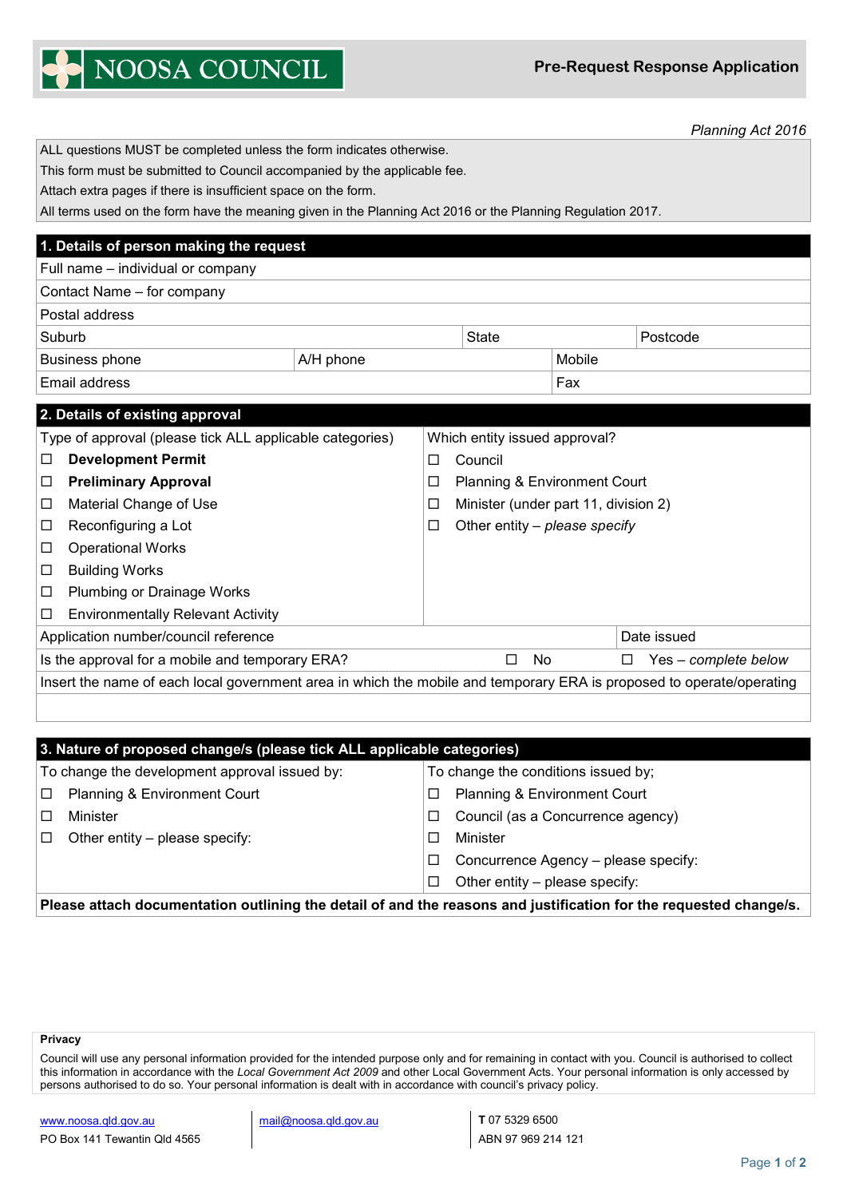NOOSA COUNCIL

# Pre-Request Response Application

*Planning Act 2016*

ALL questions MUST be completed unless the form indicates otherwise.
This form must be submitted to Council accompanied by the applicable fee.
Attach extra pages if there is insufficient space on the form.
All terms used on the form have the meaning given in the Planning Act 2016 or the Planning Regulation 2017.

## 1. Details of person making the request

| | | | |
|---|---|---|---|
| Full name – individual or company | | | |
| Contact Name – for company | | | |
| Postal address | | | |
| Suburb | | State | Postcode |
| Business phone | A/H phone | Mobile | |
| Email address | | Fax | |

## 2. Details of existing approval

| Type of approval (please tick ALL applicable categories) | Which entity issued approval? |
|---|---|
| ☐ **Development Permit** | ☐ Council |
| ☐ **Preliminary Approval** | ☐ Planning & Environment Court |
| ☐ Material Change of Use | ☐ Minister (under part 11, division 2) |
| ☐ Reconfiguring a Lot | ☐ Other entity – *please specify* |
| ☐ Operational Works | |
| ☐ Building Works | |
| ☐ Plumbing or Drainage Works | |
| ☐ Environmentally Relevant Activity | |

| | | |
|---|---|---|
| Application number/council reference | | Date issued |
| Is the approval for a mobile and temporary ERA? | ☐ No | ☐ Yes – *complete below* |

Insert the name of each local government area in which the mobile and temporary ERA is proposed to operate/operating

## 3. Nature of proposed change/s (please tick ALL applicable categories)

| To change the development approval issued by: | To change the conditions issued by; |
|---|---|
| ☐ Planning & Environment Court | ☐ Planning & Environment Court |
| ☐ Minister | ☐ Council (as a Concurrence agency) |
| ☐ Other entity – please specify: | ☐ Minister |
| | ☐ Concurrence Agency – please specify: |
| | ☐ Other entity – please specify: |

**Please attach documentation outlining the detail of and the reasons and justification for the requested change/s.**

**Privacy**

Council will use any personal information provided for the intended purpose only and for remaining in contact with you. Council is authorised to collect this information in accordance with the *Local Government Act 2009* and other Local Government Acts. Your personal information is only accessed by persons authorised to do so. Your personal information is dealt with in accordance with council's privacy policy.

www.noosa.qld.gov.au
PO Box 141 Tewantin Qld 4565

mail@noosa.qld.gov.au

**T** 07 5329 6500
ABN 97 969 214 121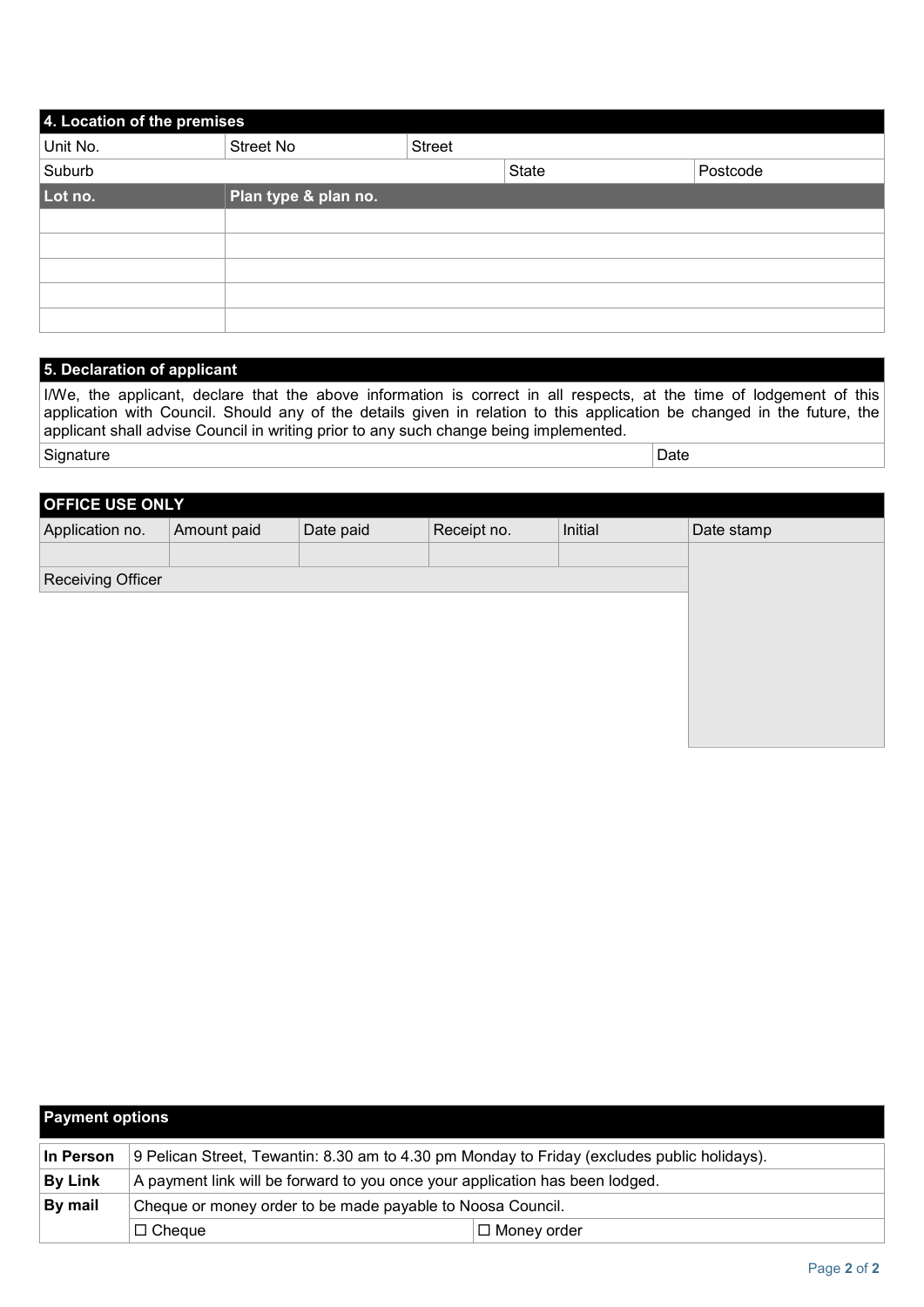## 4. Location of the premises

| Unit No. | Street No | Street | | |
|---|---|---|---|---|
| Suburb | | | State | Postcode |

| Lot no. | Plan type & plan no. |
|---|---|
| | |
| | |
| | |
| | |
| | |

## 5. Declaration of applicant

I/We, the applicant, declare that the above information is correct in all respects, at the time of lodgement of this application with Council. Should any of the details given in relation to this application be changed in the future, the applicant shall advise Council in writing prior to any such change being implemented.

| Signature | Date |
|---|---|
| | |

## OFFICE USE ONLY

| Application no. | Amount paid | Date paid | Receipt no. | Initial | Date stamp |
|---|---|---|---|---|---|
| | | | | | |
| Receiving Officer | | | | | |

## Payment options

| | | |
|---|---|---|
| **In Person** | 9 Pelican Street, Tewantin: 8.30 am to 4.30 pm Monday to Friday (excludes public holidays). | |
| **By Link** | A payment link will be forward to you once your application has been lodged. | |
| **By mail** | Cheque or money order to be made payable to Noosa Council. | |
| | ☐ Cheque | ☐ Money order |